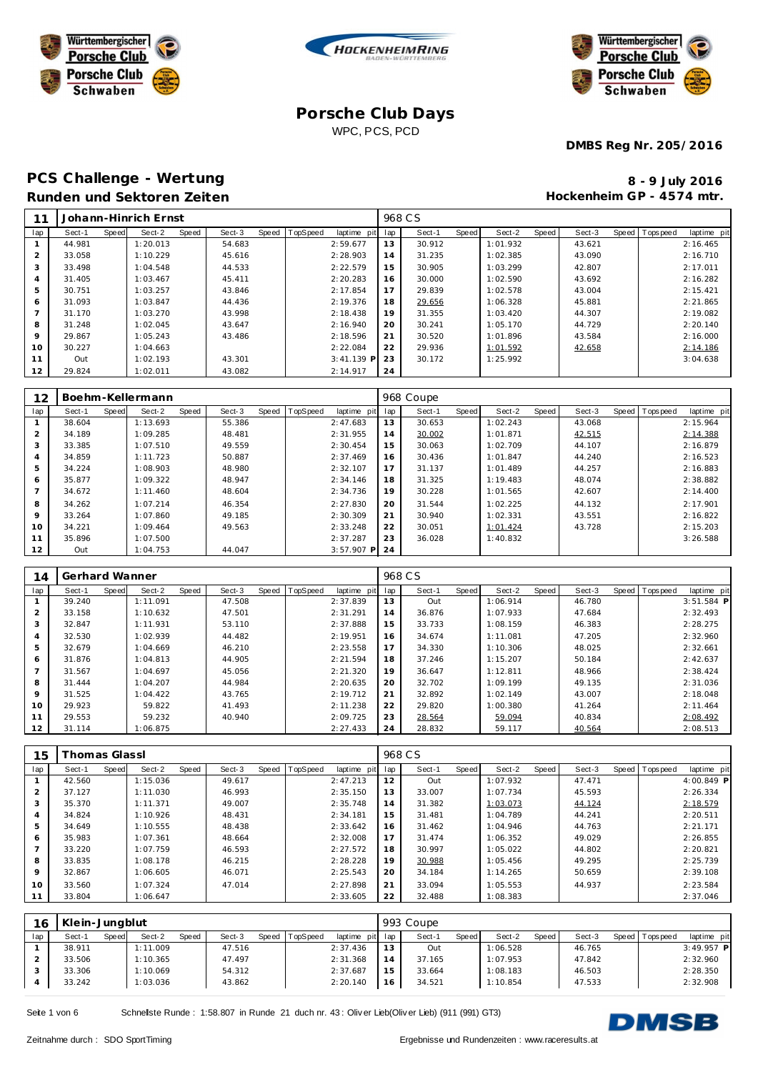# Porsche Club Days

WPC, PCS, PCD

**DMBS Reg Nr. 205/2016**

## PCS Challenge - Wertung

**Runden und Sektoren Zeiten**

**8 - 9 July 2016**

**Hockenheim GP - 4574 mtr.**

| 11 | Johann-Hinrich Ernst | | | | | | | | 968 CS | | | | | | | | |
|---|---|---|---|---|---|---|---|---|---|---|---|---|---|---|---|---|---|
| lap | Sect-1 | Speed | Sect-2 | Speed | Sect-3 | Speed | TopSpeed | laptime pit | lap | Sect-1 | Speed | Sect-2 | Speed | Sect-3 | Speed | Topspeed | laptime pit |
| 1 | 44.981 | | 1:20.013 | | 54.683 | | | 2:59.677 | 13 | 30.912 | | 1:01.932 | | 43.621 | | | 2:16.465 |
| 2 | 33.058 | | 1:10.229 | | 45.616 | | | 2:28.903 | 14 | 31.235 | | 1:02.385 | | 43.090 | | | 2:16.710 |
| 3 | 33.498 | | 1:04.548 | | 44.533 | | | 2:22.579 | 15 | 30.905 | | 1:03.299 | | 42.807 | | | 2:17.011 |
| 4 | 31.405 | | 1:03.467 | | 45.411 | | | 2:20.283 | 16 | 30.000 | | 1:02.590 | | 43.692 | | | 2:16.282 |
| 5 | 30.751 | | 1:03.257 | | 43.846 | | | 2:17.854 | 17 | 29.839 | | 1:02.578 | | 43.004 | | | 2:15.421 |
| 6 | 31.093 | | 1:03.847 | | 44.436 | | | 2:19.376 | 18 | 29.656 | | 1:06.328 | | 45.881 | | | 2:21.865 |
| 7 | 31.170 | | 1:03.270 | | 43.998 | | | 2:18.438 | 19 | 31.355 | | 1:03.420 | | 44.307 | | | 2:19.082 |
| 8 | 31.248 | | 1:02.045 | | 43.647 | | | 2:16.940 | 20 | 30.241 | | 1:05.170 | | 44.729 | | | 2:20.140 |
| 9 | 29.867 | | 1:05.243 | | 43.486 | | | 2:18.596 | 21 | 30.520 | | 1:01.896 | | 43.584 | | | 2:16.000 |
| 10 | 30.227 | | 1:04.663 | | | | | 2:22.084 | 22 | 29.936 | | 1:01.592 | | 42.658 | | | 2:14.186 |
| 11 | Out | | 1:02.193 | | 43.301 | | | 3:41.139 P | 23 | 30.172 | | 1:25.992 | | | | | 3:04.638 |
| 12 | 29.824 | | 1:02.011 | | 43.082 | | | 2:14.917 | 24 | | | | | | | | |

| 12 | Boehm-Kellermann | | | | | | | | 968 Coupe | | | | | | | | |
|---|---|---|---|---|---|---|---|---|---|---|---|---|---|---|---|---|---|
| lap | Sect-1 | Speed | Sect-2 | Speed | Sect-3 | Speed | TopSpeed | laptime pit | lap | Sect-1 | Speed | Sect-2 | Speed | Sect-3 | Speed | Topspeed | laptime pit |
| 1 | 38.604 | | 1:13.693 | | 55.386 | | | 2:47.683 | 13 | 30.653 | | 1:02.243 | | 43.068 | | | 2:15.964 |
| 2 | 34.189 | | 1:09.285 | | 48.481 | | | 2:31.955 | 14 | 30.002 | | 1:01.871 | | 42.515 | | | 2:14.388 |
| 3 | 33.385 | | 1:07.510 | | 49.559 | | | 2:30.454 | 15 | 30.063 | | 1:02.709 | | 44.107 | | | 2:16.879 |
| 4 | 34.859 | | 1:11.723 | | 50.887 | | | 2:37.469 | 16 | 30.436 | | 1:01.847 | | 44.240 | | | 2:16.523 |
| 5 | 34.224 | | 1:08.903 | | 48.980 | | | 2:32.107 | 17 | 31.137 | | 1:01.489 | | 44.257 | | | 2:16.883 |
| 6 | 35.877 | | 1:09.322 | | 48.947 | | | 2:34.146 | 18 | 31.325 | | 1:19.483 | | 48.074 | | | 2:38.882 |
| 7 | 34.672 | | 1:11.460 | | 48.604 | | | 2:34.736 | 19 | 30.228 | | 1:01.565 | | 42.607 | | | 2:14.400 |
| 8 | 34.262 | | 1:07.214 | | 46.354 | | | 2:27.830 | 20 | 31.544 | | 1:02.225 | | 44.132 | | | 2:17.901 |
| 9 | 33.264 | | 1:07.860 | | 49.185 | | | 2:30.309 | 21 | 30.940 | | 1:02.331 | | 43.551 | | | 2:16.822 |
| 10 | 34.221 | | 1:09.464 | | 49.563 | | | 2:33.248 | 22 | 30.051 | | 1:01.424 | | 43.728 | | | 2:15.203 |
| 11 | 35.896 | | 1:07.500 | | | | | 2:37.287 | 23 | 36.028 | | 1:40.832 | | | | | 3:26.588 |
| 12 | Out | | 1:04.753 | | 44.047 | | | 3:57.907 P | 24 | | | | | | | | |

| 14 | Gerhard Wanner | | | | | | | | 968 CS | | | | | | | | |
|---|---|---|---|---|---|---|---|---|---|---|---|---|---|---|---|---|---|
| lap | Sect-1 | Speed | Sect-2 | Speed | Sect-3 | Speed | TopSpeed | laptime pit | lap | Sect-1 | Speed | Sect-2 | Speed | Sect-3 | Speed | Topspeed | laptime pit |
| 1 | 39.240 | | 1:11.091 | | 47.508 | | | 2:37.839 | 13 | Out | | 1:06.914 | | 46.780 | | | 3:51.584 P |
| 2 | 33.158 | | 1:10.632 | | 47.501 | | | 2:31.291 | 14 | 36.876 | | 1:07.933 | | 47.684 | | | 2:32.493 |
| 3 | 32.847 | | 1:11.931 | | 53.110 | | | 2:37.888 | 15 | 33.733 | | 1:08.159 | | 46.383 | | | 2:28.275 |
| 4 | 32.530 | | 1:02.939 | | 44.482 | | | 2:19.951 | 16 | 34.674 | | 1:11.081 | | 47.205 | | | 2:32.960 |
| 5 | 32.679 | | 1:04.669 | | 46.210 | | | 2:23.558 | 17 | 34.330 | | 1:10.306 | | 48.025 | | | 2:32.661 |
| 6 | 31.876 | | 1:04.813 | | 44.905 | | | 2:21.594 | 18 | 37.246 | | 1:15.207 | | 50.184 | | | 2:42.637 |
| 7 | 31.567 | | 1:04.697 | | 45.056 | | | 2:21.320 | 19 | 36.647 | | 1:12.811 | | 48.966 | | | 2:38.424 |
| 8 | 31.444 | | 1:04.207 | | 44.984 | | | 2:20.635 | 20 | 32.702 | | 1:09.199 | | 49.135 | | | 2:31.036 |
| 9 | 31.525 | | 1:04.422 | | 43.765 | | | 2:19.712 | 21 | 32.892 | | 1:02.149 | | 43.007 | | | 2:18.048 |
| 10 | 29.923 | | 59.822 | | 41.493 | | | 2:11.238 | 22 | 29.820 | | 1:00.380 | | 41.264 | | | 2:11.464 |
| 11 | 29.553 | | 59.232 | | 40.940 | | | 2:09.725 | 23 | 28.564 | | 59.094 | | 40.834 | | | 2:08.492 |
| 12 | 31.114 | | 1:06.875 | | | | | 2:27.433 | 24 | 28.832 | | 59.117 | | 40.564 | | | 2:08.513 |

| 15 | Thomas Glassl | | | | | | | | 968 CS | | | | | | | | |
|---|---|---|---|---|---|---|---|---|---|---|---|---|---|---|---|---|---|
| lap | Sect-1 | Speed | Sect-2 | Speed | Sect-3 | Speed | TopSpeed | laptime pit | lap | Sect-1 | Speed | Sect-2 | Speed | Sect-3 | Speed | Topspeed | laptime pit |
| 1 | 42.560 | | 1:15.036 | | 49.617 | | | 2:47.213 | 12 | Out | | 1:07.932 | | 47.471 | | | 4:00.849 P |
| 2 | 37.127 | | 1:11.030 | | 46.993 | | | 2:35.150 | 13 | 33.007 | | 1:07.734 | | 45.593 | | | 2:26.334 |
| 3 | 35.370 | | 1:11.371 | | 49.007 | | | 2:35.748 | 14 | 31.382 | | 1:03.073 | | 44.124 | | | 2:18.579 |
| 4 | 34.824 | | 1:10.926 | | 48.431 | | | 2:34.181 | 15 | 31.481 | | 1:04.789 | | 44.241 | | | 2:20.511 |
| 5 | 34.649 | | 1:10.555 | | 48.438 | | | 2:33.642 | 16 | 31.462 | | 1:04.946 | | 44.763 | | | 2:21.171 |
| 6 | 35.983 | | 1:07.361 | | 48.664 | | | 2:32.008 | 17 | 31.474 | | 1:06.352 | | 49.029 | | | 2:26.855 |
| 7 | 33.220 | | 1:07.759 | | 46.593 | | | 2:27.572 | 18 | 30.997 | | 1:05.022 | | 44.802 | | | 2:20.821 |
| 8 | 33.835 | | 1:08.178 | | 46.215 | | | 2:28.228 | 19 | 30.988 | | 1:05.456 | | 49.295 | | | 2:25.739 |
| 9 | 32.867 | | 1:06.605 | | 46.071 | | | 2:25.543 | 20 | 34.184 | | 1:14.265 | | 50.659 | | | 2:39.108 |
| 10 | 33.560 | | 1:07.324 | | 47.014 | | | 2:27.898 | 21 | 33.094 | | 1:05.553 | | 44.937 | | | 2:23.584 |
| 11 | 33.804 | | 1:06.647 | | | | | 2:33.605 | 22 | 32.488 | | 1:08.383 | | | | | 2:37.046 |

| 16 | Klein-Jungblut | | | | | | | | 993 Coupe | | | | | | | | |
|---|---|---|---|---|---|---|---|---|---|---|---|---|---|---|---|---|---|
| lap | Sect-1 | Speed | Sect-2 | Speed | Sect-3 | Speed | TopSpeed | laptime pit | lap | Sect-1 | Speed | Sect-2 | Speed | Sect-3 | Speed | Topspeed | laptime pit |
| 1 | 38.911 | | 1:11.009 | | 47.516 | | | 2:37.436 | 13 | Out | | 1:06.528 | | 46.765 | | | 3:49.957 P |
| 2 | 33.506 | | 1:10.365 | | 47.497 | | | 2:31.368 | 14 | 37.165 | | 1:07.953 | | 47.842 | | | 2:32.960 |
| 3 | 33.306 | | 1:10.069 | | 54.312 | | | 2:37.687 | 15 | 33.664 | | 1:08.183 | | 46.503 | | | 2:28.350 |
| 4 | 33.242 | | 1:03.036 | | 43.862 | | | 2:20.140 | 16 | 34.521 | | 1:10.854 | | 47.533 | | | 2:32.908 |

Schnellste Runde : 1:58.807 in Runde 21 duch nr. 43 : Oliver Lieb(Oliver Lieb) (911 (991) GT3)

Zeitnahme durch : SDO SportTiming

Ergebnisse und Rundenzeiten : www.raceresults.at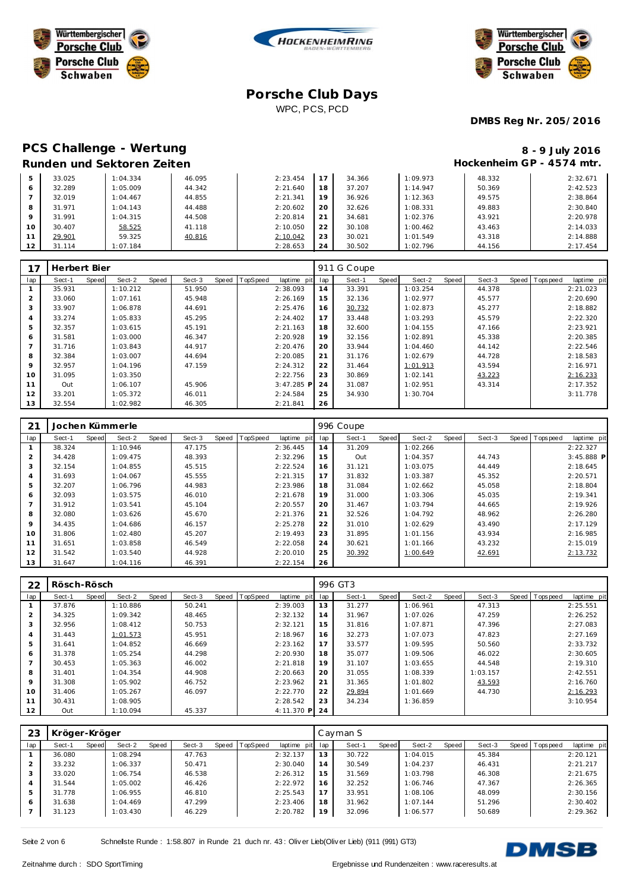# Porsche Club Days

WPC, PCS, PCD

**DMBS Reg Nr. 205/2016**

## PCS Challenge - Wertung

### Runden und Sektoren Zeiten

**8 - 9 July 2016**

**Hockenheim GP - 4574 mtr.**

| lap | Sect-1 | Speed | Sect-2 | Speed | Sect-3 | Speed | TopSpeed | laptime pit | lap | Sect-1 | Speed | Sect-2 | Speed | Sect-3 | Speed | Topspeed | laptime pit |
|---|---|---|---|---|---|---|---|---|---|---|---|---|---|---|---|---|---|
| 5 | 33.025 | | 1:04.334 | | 46.095 | | | 2:23.454 | 17 | 34.366 | | 1:09.973 | | 48.332 | | | 2:32.671 |
| 6 | 32.289 | | 1:05.009 | | 44.342 | | | 2:21.640 | 18 | 37.207 | | 1:14.947 | | 50.369 | | | 2:42.523 |
| 7 | 32.019 | | 1:04.467 | | 44.855 | | | 2:21.341 | 19 | 36.926 | | 1:12.363 | | 49.575 | | | 2:38.864 |
| 8 | 31.971 | | 1:04.143 | | 44.488 | | | 2:20.602 | 20 | 32.626 | | 1:08.331 | | 49.883 | | | 2:30.840 |
| 9 | 31.991 | | 1:04.315 | | 44.508 | | | 2:20.814 | 21 | 34.681 | | 1:02.376 | | 43.921 | | | 2:20.978 |
| 10 | 30.407 | | 58.525 | | 41.118 | | | 2:10.050 | 22 | 30.108 | | 1:00.462 | | 43.463 | | | 2:14.033 |
| 11 | 29.901 | | 59.325 | | 40.816 | | | 2:10.042 | 23 | 30.021 | | 1:01.549 | | 43.318 | | | 2:14.888 |
| 12 | 31.114 | | 1:07.184 | | | | | 2:28.653 | 24 | 30.502 | | 1:02.796 | | 44.156 | | | 2:17.454 |

**17 Herbert Bier** — 911 G Coupe

| lap | Sect-1 | Speed | Sect-2 | Speed | Sect-3 | Speed | TopSpeed | laptime pit | lap | Sect-1 | Speed | Sect-2 | Speed | Sect-3 | Speed | Topspeed | laptime pit |
|---|---|---|---|---|---|---|---|---|---|---|---|---|---|---|---|---|---|
| 1 | 35.931 | | 1:10.212 | | 51.950 | | | 2:38.093 | 14 | 33.391 | | 1:03.254 | | 44.378 | | | 2:21.023 |
| 2 | 33.060 | | 1:07.161 | | 45.948 | | | 2:26.169 | 15 | 32.136 | | 1:02.977 | | 45.577 | | | 2:20.690 |
| 3 | 33.907 | | 1:06.878 | | 44.691 | | | 2:25.476 | 16 | 30.732 | | 1:02.873 | | 45.277 | | | 2:18.882 |
| 4 | 33.274 | | 1:05.833 | | 45.295 | | | 2:24.402 | 17 | 33.448 | | 1:03.293 | | 45.579 | | | 2:22.320 |
| 5 | 32.357 | | 1:03.615 | | 45.191 | | | 2:21.163 | 18 | 32.600 | | 1:04.155 | | 47.166 | | | 2:23.921 |
| 6 | 31.581 | | 1:03.000 | | 46.347 | | | 2:20.928 | 19 | 32.156 | | 1:02.891 | | 45.338 | | | 2:20.385 |
| 7 | 31.716 | | 1:03.843 | | 44.917 | | | 2:20.476 | 20 | 33.944 | | 1:04.460 | | 44.142 | | | 2:22.546 |
| 8 | 32.384 | | 1:03.007 | | 44.694 | | | 2:20.085 | 21 | 31.176 | | 1:02.679 | | 44.728 | | | 2:18.583 |
| 9 | 32.957 | | 1:04.196 | | 47.159 | | | 2:24.312 | 22 | 31.464 | | 1:01.913 | | 43.594 | | | 2:16.971 |
| 10 | 31.095 | | 1:03.350 | | | | | 2:22.756 | 23 | 30.869 | | 1:02.141 | | 43.223 | | | 2:16.233 |
| 11 | Out | | 1:06.107 | | 45.906 | | | 3:47.285 P | 24 | 31.087 | | 1:02.951 | | 43.314 | | | 2:17.352 |
| 12 | 33.201 | | 1:05.372 | | 46.011 | | | 2:24.584 | 25 | 34.930 | | 1:30.704 | | | | | 3:11.778 |
| 13 | 32.554 | | 1:02.982 | | 46.305 | | | 2:21.841 | 26 | | | | | | | | |

**21 Jochen Kümmerle** — 996 Coupe

| lap | Sect-1 | Speed | Sect-2 | Speed | Sect-3 | Speed | TopSpeed | laptime pit | lap | Sect-1 | Speed | Sect-2 | Speed | Sect-3 | Speed | Topspeed | laptime pit |
|---|---|---|---|---|---|---|---|---|---|---|---|---|---|---|---|---|---|
| 1 | 38.324 | | 1:10.946 | | 47.175 | | | 2:36.445 | 14 | 31.209 | | 1:02.266 | | | | | 2:22.327 |
| 2 | 34.428 | | 1:09.475 | | 48.393 | | | 2:32.296 | 15 | Out | | 1:04.357 | | 44.743 | | | 3:45.888 P |
| 3 | 32.154 | | 1:04.855 | | 45.515 | | | 2:22.524 | 16 | 31.121 | | 1:03.075 | | 44.449 | | | 2:18.645 |
| 4 | 31.693 | | 1:04.067 | | 45.555 | | | 2:21.315 | 17 | 31.832 | | 1:03.387 | | 45.352 | | | 2:20.571 |
| 5 | 32.207 | | 1:06.796 | | 44.983 | | | 2:23.986 | 18 | 31.084 | | 1:02.662 | | 45.058 | | | 2:18.804 |
| 6 | 32.093 | | 1:03.575 | | 46.010 | | | 2:21.678 | 19 | 31.000 | | 1:03.306 | | 45.035 | | | 2:19.341 |
| 7 | 31.912 | | 1:03.541 | | 45.104 | | | 2:20.557 | 20 | 31.467 | | 1:03.794 | | 44.665 | | | 2:19.926 |
| 8 | 32.080 | | 1:03.626 | | 45.670 | | | 2:21.376 | 21 | 32.526 | | 1:04.792 | | 48.962 | | | 2:26.280 |
| 9 | 34.435 | | 1:04.686 | | 46.157 | | | 2:25.278 | 22 | 31.010 | | 1:02.629 | | 43.490 | | | 2:17.129 |
| 10 | 31.806 | | 1:02.480 | | 45.207 | | | 2:19.493 | 23 | 31.895 | | 1:01.156 | | 43.934 | | | 2:16.985 |
| 11 | 31.651 | | 1:03.858 | | 46.549 | | | 2:22.058 | 24 | 30.621 | | 1:01.166 | | 43.232 | | | 2:15.019 |
| 12 | 31.542 | | 1:03.540 | | 44.928 | | | 2:20.010 | 25 | 30.392 | | 1:00.649 | | 42.691 | | | 2:13.732 |
| 13 | 31.647 | | 1:04.116 | | 46.391 | | | 2:22.154 | 26 | | | | | | | | |

**22 Rösch-Rösch** — 996 GT3

| lap | Sect-1 | Speed | Sect-2 | Speed | Sect-3 | Speed | TopSpeed | laptime pit | lap | Sect-1 | Speed | Sect-2 | Speed | Sect-3 | Speed | Topspeed | laptime pit |
|---|---|---|---|---|---|---|---|---|---|---|---|---|---|---|---|---|---|
| 1 | 37.876 | | 1:10.886 | | 50.241 | | | 2:39.003 | 13 | 31.277 | | 1:06.961 | | 47.313 | | | 2:25.551 |
| 2 | 34.325 | | 1:09.342 | | 48.465 | | | 2:32.132 | 14 | 31.967 | | 1:07.026 | | 47.259 | | | 2:26.252 |
| 3 | 32.956 | | 1:08.412 | | 50.753 | | | 2:32.121 | 15 | 31.816 | | 1:07.871 | | 47.396 | | | 2:27.083 |
| 4 | 31.443 | | 1:01.573 | | 45.951 | | | 2:18.967 | 16 | 32.273 | | 1:07.073 | | 47.823 | | | 2:27.169 |
| 5 | 31.641 | | 1:04.852 | | 46.669 | | | 2:23.162 | 17 | 33.577 | | 1:09.595 | | 50.560 | | | 2:33.732 |
| 6 | 31.378 | | 1:05.254 | | 44.298 | | | 2:20.930 | 18 | 35.077 | | 1:09.506 | | 46.022 | | | 2:30.605 |
| 7 | 30.453 | | 1:05.363 | | 46.002 | | | 2:21.818 | 19 | 31.107 | | 1:03.655 | | 44.548 | | | 2:19.310 |
| 8 | 31.401 | | 1:04.354 | | 44.908 | | | 2:20.663 | 20 | 31.055 | | 1:08.339 | | 1:03.157 | | | 2:42.551 |
| 9 | 31.308 | | 1:05.902 | | 46.752 | | | 2:23.962 | 21 | 31.365 | | 1:01.802 | | 43.593 | | | 2:16.760 |
| 10 | 31.406 | | 1:05.267 | | 46.097 | | | 2:22.770 | 22 | 29.894 | | 1:01.669 | | 44.730 | | | 2:16.293 |
| 11 | 30.431 | | 1:08.905 | | | | | 2:28.542 | 23 | 34.234 | | 1:36.859 | | | | | 3:10.954 |
| 12 | Out | | 1:10.094 | | 45.337 | | | 4:11.370 P | 24 | | | | | | | | |

**23 Kröger-Kröger** — Cayman S

| lap | Sect-1 | Speed | Sect-2 | Speed | Sect-3 | Speed | TopSpeed | laptime pit | lap | Sect-1 | Speed | Sect-2 | Speed | Sect-3 | Speed | Topspeed | laptime pit |
|---|---|---|---|---|---|---|---|---|---|---|---|---|---|---|---|---|---|
| 1 | 36.080 | | 1:08.294 | | 47.763 | | | 2:32.137 | 13 | 30.722 | | 1:04.015 | | 45.384 | | | 2:20.121 |
| 2 | 33.232 | | 1:06.337 | | 50.471 | | | 2:30.040 | 14 | 30.549 | | 1:04.237 | | 46.431 | | | 2:21.217 |
| 3 | 33.020 | | 1:06.754 | | 46.538 | | | 2:26.312 | 15 | 31.569 | | 1:03.798 | | 46.308 | | | 2:21.675 |
| 4 | 31.544 | | 1:05.002 | | 46.426 | | | 2:22.972 | 16 | 32.252 | | 1:06.746 | | 47.367 | | | 2:26.365 |
| 5 | 31.778 | | 1:06.955 | | 46.810 | | | 2:25.543 | 17 | 33.951 | | 1:08.106 | | 48.099 | | | 2:30.156 |
| 6 | 31.638 | | 1:04.469 | | 47.299 | | | 2:23.406 | 18 | 31.962 | | 1:07.144 | | 51.296 | | | 2:30.402 |
| 7 | 31.123 | | 1:03.430 | | 46.229 | | | 2:20.782 | 19 | 32.096 | | 1:06.577 | | 50.689 | | | 2:29.362 |

Schnellste Runde : 1:58.807 in Runde 21 duch nr. 43 : Oliver Lieb(Oliver Lieb) (911 (991) GT3)

Zeitnahme durch : SDO SportTiming

Ergebnisse und Rundenzeiten : www.raceresults.at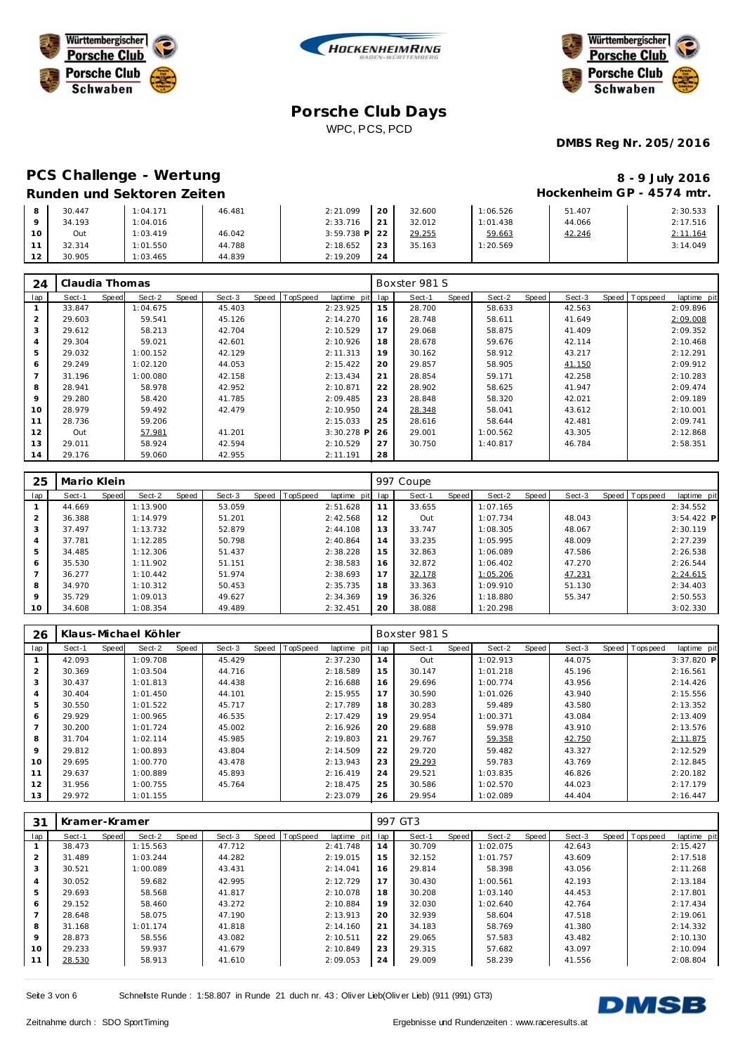# Porsche Club Days

WPC, PCS, PCD

**DMBS Reg Nr. 205/2016**

## PCS Challenge - Wertung

**8 - 9 July 2016**

### Runden und Sektoren Zeiten

**Hockenheim GP - 4574 mtr.**

| lap | Sect-1 | Speed | Sect-2 | Speed | Sect-3 | Speed | TopSpeed | laptime pit | lap | Sect-1 | Speed | Sect-2 | Speed | Sect-3 | Speed | Topspeed | laptime pit |
|---|---|---|---|---|---|---|---|---|---|---|---|---|---|---|---|---|---|
| 8 | 30.447 | | 1:04.171 | | 46.481 | | | 2:21.099 | 20 | 32.600 | | 1:06.526 | | 51.407 | | | 2:30.533 |
| 9 | 34.193 | | 1:04.016 | | | | | 2:33.716 | 21 | 32.012 | | 1:01.438 | | 44.066 | | | 2:17.516 |
| 10 | Out | | 1:03.419 | | 46.042 | | | 3:59.738 P | 22 | 29.255 | | 59.663 | | 42.246 | | | 2:11.164 |
| 11 | 32.314 | | 1:01.550 | | 44.788 | | | 2:18.652 | 23 | 35.163 | | 1:20.569 | | | | | 3:14.049 |
| 12 | 30.905 | | 1:03.465 | | 44.839 | | | 2:19.209 | 24 | | | | | | | | |

### 24 Claudia Thomas — Boxster 981 S

| lap | Sect-1 | Speed | Sect-2 | Speed | Sect-3 | Speed | TopSpeed | laptime pit | lap | Sect-1 | Speed | Sect-2 | Speed | Sect-3 | Speed | Topspeed | laptime pit |
|---|---|---|---|---|---|---|---|---|---|---|---|---|---|---|---|---|---|
| 1 | 33.847 | | 1:04.675 | | 45.403 | | | 2:23.925 | 15 | 28.700 | | 58.633 | | 42.563 | | | 2:09.896 |
| 2 | 29.603 | | 59.541 | | 45.126 | | | 2:14.270 | 16 | 28.748 | | 58.611 | | 41.649 | | | 2:09.008 |
| 3 | 29.612 | | 58.213 | | 42.704 | | | 2:10.529 | 17 | 29.068 | | 58.875 | | 41.409 | | | 2:09.352 |
| 4 | 29.304 | | 59.021 | | 42.601 | | | 2:10.926 | 18 | 28.678 | | 59.676 | | 42.114 | | | 2:10.468 |
| 5 | 29.032 | | 1:00.152 | | 42.129 | | | 2:11.313 | 19 | 30.162 | | 58.912 | | 43.217 | | | 2:12.291 |
| 6 | 29.249 | | 1:02.120 | | 44.053 | | | 2:15.422 | 20 | 29.857 | | 58.905 | | 41.150 | | | 2:09.912 |
| 7 | 31.196 | | 1:00.080 | | 42.158 | | | 2:13.434 | 21 | 28.854 | | 59.171 | | 42.258 | | | 2:10.283 |
| 8 | 28.941 | | 58.978 | | 42.952 | | | 2:10.871 | 22 | 28.902 | | 58.625 | | 41.947 | | | 2:09.474 |
| 9 | 29.280 | | 58.420 | | 41.785 | | | 2:09.485 | 23 | 28.848 | | 58.320 | | 42.021 | | | 2:09.189 |
| 10 | 28.979 | | 59.492 | | 42.479 | | | 2:10.950 | 24 | 28.348 | | 58.041 | | 43.612 | | | 2:10.001 |
| 11 | 28.736 | | 59.206 | | | | | 2:15.033 | 25 | 28.616 | | 58.644 | | 42.481 | | | 2:09.741 |
| 12 | Out | | 57.981 | | 41.201 | | | 3:30.278 P | 26 | 29.001 | | 1:00.562 | | 43.305 | | | 2:12.868 |
| 13 | 29.011 | | 58.924 | | 42.594 | | | 2:10.529 | 27 | 30.750 | | 1:40.817 | | 46.784 | | | 2:58.351 |
| 14 | 29.176 | | 59.060 | | 42.955 | | | 2:11.191 | 28 | | | | | | | | |

### 25 Mario Klein — 997 Coupe

| lap | Sect-1 | Speed | Sect-2 | Speed | Sect-3 | Speed | TopSpeed | laptime pit | lap | Sect-1 | Speed | Sect-2 | Speed | Sect-3 | Speed | Topspeed | laptime pit |
|---|---|---|---|---|---|---|---|---|---|---|---|---|---|---|---|---|---|
| 1 | 44.669 | | 1:13.900 | | 53.059 | | | 2:51.628 | 11 | 33.655 | | 1:07.165 | | | | | 2:34.552 |
| 2 | 36.388 | | 1:14.979 | | 51.201 | | | 2:42.568 | 12 | Out | | 1:07.734 | | 48.043 | | | 3:54.422 P |
| 3 | 37.497 | | 1:13.732 | | 52.879 | | | 2:44.108 | 13 | 33.747 | | 1:08.305 | | 48.067 | | | 2:30.119 |
| 4 | 37.781 | | 1:12.285 | | 50.798 | | | 2:40.864 | 14 | 33.235 | | 1:05.995 | | 48.009 | | | 2:27.239 |
| 5 | 34.485 | | 1:12.306 | | 51.437 | | | 2:38.228 | 15 | 32.863 | | 1:06.089 | | 47.586 | | | 2:26.538 |
| 6 | 35.530 | | 1:11.902 | | 51.151 | | | 2:38.583 | 16 | 32.872 | | 1:06.402 | | 47.270 | | | 2:26.544 |
| 7 | 36.277 | | 1:10.442 | | 51.974 | | | 2:38.693 | 17 | 32.178 | | 1:05.206 | | 47.231 | | | 2:24.615 |
| 8 | 34.970 | | 1:10.312 | | 50.453 | | | 2:35.735 | 18 | 33.363 | | 1:09.910 | | 51.130 | | | 2:34.403 |
| 9 | 35.729 | | 1:09.013 | | 49.627 | | | 2:34.369 | 19 | 36.326 | | 1:18.880 | | 55.347 | | | 2:50.553 |
| 10 | 34.608 | | 1:08.354 | | 49.489 | | | 2:32.451 | 20 | 38.088 | | 1:20.298 | | | | | 3:02.330 |

### 26 Klaus-Michael Köhler — Boxster 981 S

| lap | Sect-1 | Speed | Sect-2 | Speed | Sect-3 | Speed | TopSpeed | laptime pit | lap | Sect-1 | Speed | Sect-2 | Speed | Sect-3 | Speed | Topspeed | laptime pit |
|---|---|---|---|---|---|---|---|---|---|---|---|---|---|---|---|---|---|
| 1 | 42.093 | | 1:09.708 | | 45.429 | | | 2:37.230 | 14 | Out | | 1:02.913 | | 44.075 | | | 3:37.820 P |
| 2 | 30.369 | | 1:03.504 | | 44.716 | | | 2:18.589 | 15 | 30.147 | | 1:01.218 | | 45.196 | | | 2:16.561 |
| 3 | 30.437 | | 1:01.813 | | 44.438 | | | 2:16.688 | 16 | 29.696 | | 1:00.774 | | 43.956 | | | 2:14.426 |
| 4 | 30.404 | | 1:01.450 | | 44.101 | | | 2:15.955 | 17 | 30.590 | | 1:01.026 | | 43.940 | | | 2:15.556 |
| 5 | 30.550 | | 1:01.522 | | 45.717 | | | 2:17.789 | 18 | 30.283 | | 59.489 | | 43.580 | | | 2:13.352 |
| 6 | 29.929 | | 1:00.965 | | 46.535 | | | 2:17.429 | 19 | 29.954 | | 1:00.371 | | 43.084 | | | 2:13.409 |
| 7 | 30.200 | | 1:01.724 | | 45.002 | | | 2:16.926 | 20 | 29.688 | | 59.978 | | 43.910 | | | 2:13.576 |
| 8 | 31.704 | | 1:02.114 | | 45.985 | | | 2:19.803 | 21 | 29.767 | | 59.358 | | 42.750 | | | 2:11.875 |
| 9 | 29.812 | | 1:00.893 | | 43.804 | | | 2:14.509 | 22 | 29.720 | | 59.482 | | 43.327 | | | 2:12.529 |
| 10 | 29.695 | | 1:00.770 | | 43.478 | | | 2:13.943 | 23 | 29.293 | | 59.783 | | 43.769 | | | 2:12.845 |
| 11 | 29.637 | | 1:00.889 | | 45.893 | | | 2:16.419 | 24 | 29.521 | | 1:03.835 | | 46.826 | | | 2:20.182 |
| 12 | 31.956 | | 1:00.755 | | 45.764 | | | 2:18.475 | 25 | 30.586 | | 1:02.570 | | 44.023 | | | 2:17.179 |
| 13 | 29.972 | | 1:01.155 | | | | | 2:23.079 | 26 | 29.954 | | 1:02.089 | | 44.404 | | | 2:16.447 |

### 31 Kramer-Kramer — 997 GT3

| lap | Sect-1 | Speed | Sect-2 | Speed | Sect-3 | Speed | TopSpeed | laptime pit | lap | Sect-1 | Speed | Sect-2 | Speed | Sect-3 | Speed | Topspeed | laptime pit |
|---|---|---|---|---|---|---|---|---|---|---|---|---|---|---|---|---|---|
| 1 | 38.473 | | 1:15.563 | | 47.712 | | | 2:41.748 | 14 | 30.709 | | 1:02.075 | | 42.643 | | | 2:15.427 |
| 2 | 31.489 | | 1:03.244 | | 44.282 | | | 2:19.015 | 15 | 32.152 | | 1:01.757 | | 43.609 | | | 2:17.518 |
| 3 | 30.521 | | 1:00.089 | | 43.431 | | | 2:14.041 | 16 | 29.814 | | 58.398 | | 43.056 | | | 2:11.268 |
| 4 | 30.052 | | 59.682 | | 42.995 | | | 2:12.729 | 17 | 30.430 | | 1:00.561 | | 42.193 | | | 2:13.184 |
| 5 | 29.693 | | 58.568 | | 41.817 | | | 2:10.078 | 18 | 30.208 | | 1:03.140 | | 44.453 | | | 2:17.801 |
| 6 | 29.152 | | 58.460 | | 43.272 | | | 2:10.884 | 19 | 32.030 | | 1:02.640 | | 42.764 | | | 2:17.434 |
| 7 | 28.648 | | 58.075 | | 47.190 | | | 2:13.913 | 20 | 32.939 | | 58.604 | | 47.518 | | | 2:19.061 |
| 8 | 31.168 | | 1:01.174 | | 41.818 | | | 2:14.160 | 21 | 34.183 | | 58.769 | | 41.380 | | | 2:14.332 |
| 9 | 28.873 | | 58.556 | | 43.082 | | | 2:10.511 | 22 | 29.065 | | 57.583 | | 43.482 | | | 2:10.130 |
| 10 | 29.233 | | 59.937 | | 41.679 | | | 2:10.849 | 23 | 29.315 | | 57.682 | | 43.097 | | | 2:10.094 |
| 11 | 28.530 | | 58.913 | | 41.610 | | | 2:09.053 | 24 | 29.009 | | 58.239 | | 41.556 | | | 2:08.804 |

Schnellste Runde : 1:58.807 in Runde 21 duch nr. 43 : Oliver Lieb(Oliver Lieb) (911 (991) GT3)

Zeitnahme durch : SDO SportTiming

Ergebnisse und Rundenzeiten : www.raceresults.at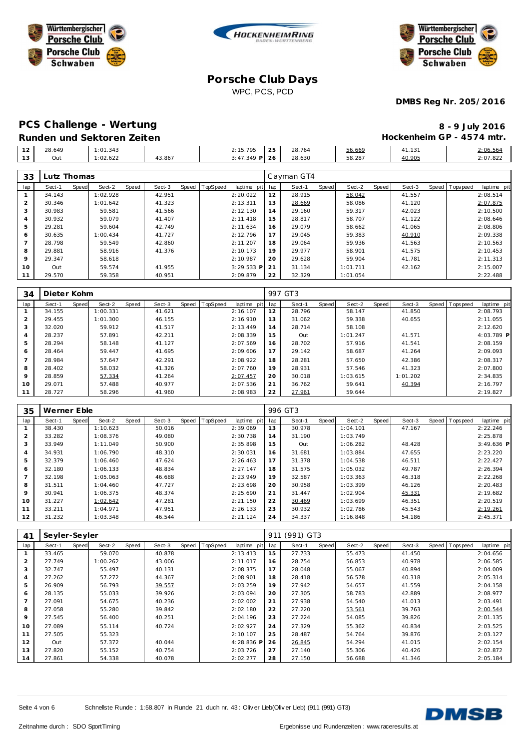Württembergischer Porsche Club · Porsche Club Schwaben · HOCKENHEIMRING

# Porsche Club Days

WPC, PCS, PCD

**DMBS Reg Nr. 205/2016**

## PCS Challenge - Wertung

### Runden und Sektoren Zeiten

**8 - 9 July 2016**

**Hockenheim GP - 4574 mtr.**

| lap | Sect-1 | Speed | Sect-2 | Speed | Sect-3 | Speed | TopSpeed | laptime pit | lap | Sect-1 | Speed | Sect-2 | Speed | Sect-3 | Speed | Topspeed | laptime pit |
|---|---|---|---|---|---|---|---|---|---|---|---|---|---|---|---|---|---|
| 12 | 28.649 | | 1:01.343 | | | | | 2:15.795 | 25 | 28.764 | | 56.669 | | 41.131 | | | 2:06.564 |
| 13 | Out | | 1:02.622 | | 43.867 | | | 3:47.349 P | 26 | 28.630 | | 58.287 | | 40.905 | | | 2:07.822 |

| 33 | Lutz Thomas | | | | | | | | Cayman GT4 | | | | | | | | |
|---|---|---|---|---|---|---|---|---|---|---|---|---|---|---|---|---|---|
| lap | Sect-1 | Speed | Sect-2 | Speed | Sect-3 | Speed | TopSpeed | laptime pit | lap | Sect-1 | Speed | Sect-2 | Speed | Sect-3 | Speed | Topspeed | laptime pit |
| 1 | 34.143 | | 1:02.928 | | 42.951 | | | 2:20.022 | 12 | 28.915 | | 58.042 | | 41.557 | | | 2:08.514 |
| 2 | 30.346 | | 1:01.642 | | 41.323 | | | 2:13.311 | 13 | 28.669 | | 58.086 | | 41.120 | | | 2:07.875 |
| 3 | 30.983 | | 59.581 | | 41.566 | | | 2:12.130 | 14 | 29.160 | | 59.317 | | 42.023 | | | 2:10.500 |
| 4 | 30.932 | | 59.079 | | 41.407 | | | 2:11.418 | 15 | 28.817 | | 58.707 | | 41.122 | | | 2:08.646 |
| 5 | 29.281 | | 59.604 | | 42.749 | | | 2:11.634 | 16 | 29.079 | | 58.662 | | 41.065 | | | 2:08.806 |
| 6 | 30.635 | | 1:00.434 | | 41.727 | | | 2:12.796 | 17 | 29.045 | | 59.383 | | 40.910 | | | 2:09.338 |
| 7 | 28.798 | | 59.549 | | 42.860 | | | 2:11.207 | 18 | 29.064 | | 59.936 | | 41.563 | | | 2:10.563 |
| 8 | 29.881 | | 58.916 | | 41.376 | | | 2:10.173 | 19 | 29.977 | | 58.901 | | 41.575 | | | 2:10.453 |
| 9 | 29.347 | | 58.618 | | | | | 2:10.987 | 20 | 29.628 | | 59.904 | | 41.781 | | | 2:11.313 |
| 10 | Out | | 59.574 | | 41.955 | | | 3:29.533 P | 21 | 31.134 | | 1:01.711 | | 42.162 | | | 2:15.007 |
| 11 | 29.570 | | 59.358 | | 40.951 | | | 2:09.879 | 22 | 32.329 | | 1:01.054 | | | | | 2:22.488 |

| 34 | Dieter Kohm | | | | | | | | 997 GT3 | | | | | | | | |
|---|---|---|---|---|---|---|---|---|---|---|---|---|---|---|---|---|---|
| lap | Sect-1 | Speed | Sect-2 | Speed | Sect-3 | Speed | TopSpeed | laptime pit | lap | Sect-1 | Speed | Sect-2 | Speed | Sect-3 | Speed | Topspeed | laptime pit |
| 1 | 34.155 | | 1:00.331 | | 41.621 | | | 2:16.107 | 12 | 28.796 | | 58.147 | | 41.850 | | | 2:08.793 |
| 2 | 29.455 | | 1:01.300 | | 46.155 | | | 2:16.910 | 13 | 31.062 | | 59.338 | | 40.655 | | | 2:11.055 |
| 3 | 32.020 | | 59.912 | | 41.517 | | | 2:13.449 | 14 | 28.714 | | 58.108 | | | | | 2:12.620 |
| 4 | 28.237 | | 57.891 | | 42.211 | | | 2:08.339 | 15 | Out | | 1:01.247 | | 41.571 | | | 4:03.789 P |
| 5 | 28.294 | | 58.148 | | 41.127 | | | 2:07.569 | 16 | 28.702 | | 57.916 | | 41.541 | | | 2:08.159 |
| 6 | 28.464 | | 59.447 | | 41.695 | | | 2:09.606 | 17 | 29.142 | | 58.687 | | 41.264 | | | 2:09.093 |
| 7 | 28.984 | | 57.647 | | 42.291 | | | 2:08.922 | 18 | 28.281 | | 57.650 | | 42.386 | | | 2:08.317 |
| 8 | 28.402 | | 58.032 | | 41.326 | | | 2:07.760 | 19 | 28.931 | | 57.546 | | 41.323 | | | 2:07.800 |
| 9 | 28.859 | | 57.334 | | 41.264 | | | 2:07.457 | 20 | 30.018 | | 1:03.615 | | 1:01.202 | | | 2:34.835 |
| 10 | 29.071 | | 57.488 | | 40.977 | | | 2:07.536 | 21 | 36.762 | | 59.641 | | 40.394 | | | 2:16.797 |
| 11 | 28.727 | | 58.296 | | 41.960 | | | 2:08.983 | 22 | 27.961 | | 59.644 | | | | | 2:19.827 |

| 35 | Werner Eble | | | | | | | | 996 GT3 | | | | | | | | |
|---|---|---|---|---|---|---|---|---|---|---|---|---|---|---|---|---|---|
| lap | Sect-1 | Speed | Sect-2 | Speed | Sect-3 | Speed | TopSpeed | laptime pit | lap | Sect-1 | Speed | Sect-2 | Speed | Sect-3 | Speed | Topspeed | laptime pit |
| 1 | 38.430 | | 1:10.623 | | 50.016 | | | 2:39.069 | 13 | 30.978 | | 1:04.101 | | 47.167 | | | 2:22.246 |
| 2 | 33.282 | | 1:08.376 | | 49.080 | | | 2:30.738 | 14 | 31.190 | | 1:03.749 | | | | | 2:25.878 |
| 3 | 33.949 | | 1:11.049 | | 50.900 | | | 2:35.898 | 15 | Out | | 1:06.282 | | 48.428 | | | 3:49.636 P |
| 4 | 34.931 | | 1:06.790 | | 48.310 | | | 2:30.031 | 16 | 31.681 | | 1:03.884 | | 47.655 | | | 2:23.220 |
| 5 | 32.379 | | 1:06.460 | | 47.624 | | | 2:26.463 | 17 | 31.378 | | 1:04.538 | | 46.511 | | | 2:22.427 |
| 6 | 32.180 | | 1:06.133 | | 48.834 | | | 2:27.147 | 18 | 31.575 | | 1:05.032 | | 49.787 | | | 2:26.394 |
| 7 | 32.198 | | 1:05.063 | | 46.688 | | | 2:23.949 | 19 | 32.587 | | 1:03.363 | | 46.318 | | | 2:22.268 |
| 8 | 31.511 | | 1:04.460 | | 47.727 | | | 2:23.698 | 20 | 30.958 | | 1:03.399 | | 46.126 | | | 2:20.483 |
| 9 | 30.941 | | 1:06.375 | | 48.374 | | | 2:25.690 | 21 | 31.447 | | 1:02.904 | | 45.331 | | | 2:19.682 |
| 10 | 31.227 | | 1:02.642 | | 47.281 | | | 2:21.150 | 22 | 30.469 | | 1:03.699 | | 46.351 | | | 2:20.519 |
| 11 | 33.211 | | 1:04.971 | | 47.951 | | | 2:26.133 | 23 | 30.932 | | 1:02.786 | | 45.543 | | | 2:19.261 |
| 12 | 31.232 | | 1:03.348 | | 46.544 | | | 2:21.124 | 24 | 34.337 | | 1:16.848 | | 54.186 | | | 2:45.371 |

| 41 | Seyler-Seyler | | | | | | | | 911 (991) GT3 | | | | | | | | |
|---|---|---|---|---|---|---|---|---|---|---|---|---|---|---|---|---|---|
| lap | Sect-1 | Speed | Sect-2 | Speed | Sect-3 | Speed | TopSpeed | laptime pit | lap | Sect-1 | Speed | Sect-2 | Speed | Sect-3 | Speed | Topspeed | laptime pit |
| 1 | 33.465 | | 59.070 | | 40.878 | | | 2:13.413 | 15 | 27.733 | | 55.473 | | 41.450 | | | 2:04.656 |
| 2 | 27.749 | | 1:00.262 | | 43.006 | | | 2:11.017 | 16 | 28.754 | | 56.853 | | 40.978 | | | 2:06.585 |
| 3 | 32.747 | | 55.497 | | 40.131 | | | 2:08.375 | 17 | 28.048 | | 55.067 | | 40.894 | | | 2:04.009 |
| 4 | 27.262 | | 57.272 | | 44.367 | | | 2:08.901 | 18 | 28.418 | | 56.578 | | 40.318 | | | 2:05.314 |
| 5 | 26.909 | | 56.793 | | 39.557 | | | 2:03.259 | 19 | 27.942 | | 54.657 | | 41.559 | | | 2:04.158 |
| 6 | 28.135 | | 55.033 | | 39.926 | | | 2:03.094 | 20 | 27.305 | | 58.783 | | 42.889 | | | 2:08.977 |
| 7 | 27.091 | | 54.675 | | 40.236 | | | 2:02.002 | 21 | 27.938 | | 54.540 | | 41.013 | | | 2:03.491 |
| 8 | 27.058 | | 55.280 | | 39.842 | | | 2:02.180 | 22 | 27.220 | | 53.561 | | 39.763 | | | 2:00.544 |
| 9 | 27.545 | | 56.400 | | 40.251 | | | 2:04.196 | 23 | 27.224 | | 54.085 | | 39.826 | | | 2:01.135 |
| 10 | 27.089 | | 55.114 | | 40.724 | | | 2:02.927 | 24 | 27.329 | | 55.362 | | 40.834 | | | 2:03.525 |
| 11 | 27.505 | | 55.323 | | | | | 2:10.107 | 25 | 28.487 | | 54.764 | | 39.876 | | | 2:03.127 |
| 12 | Out | | 57.372 | | 40.044 | | | 4:28.836 P | 26 | 26.845 | | 54.294 | | 41.015 | | | 2:02.154 |
| 13 | 27.820 | | 55.152 | | 40.754 | | | 2:03.726 | 27 | 27.140 | | 55.306 | | 40.426 | | | 2:02.872 |
| 14 | 27.861 | | 54.338 | | 40.078 | | | 2:02.277 | 28 | 27.150 | | 56.688 | | 41.346 | | | 2:05.184 |

Schnellste Runde : 1:58.807 in Runde 21 duch nr. 43 : Oliver Lieb(Oliver Lieb) (911 (991) GT3)

Zeitnahme durch : SDO SportTiming

Ergebnisse und Rundenzeiten : www.raceresults.at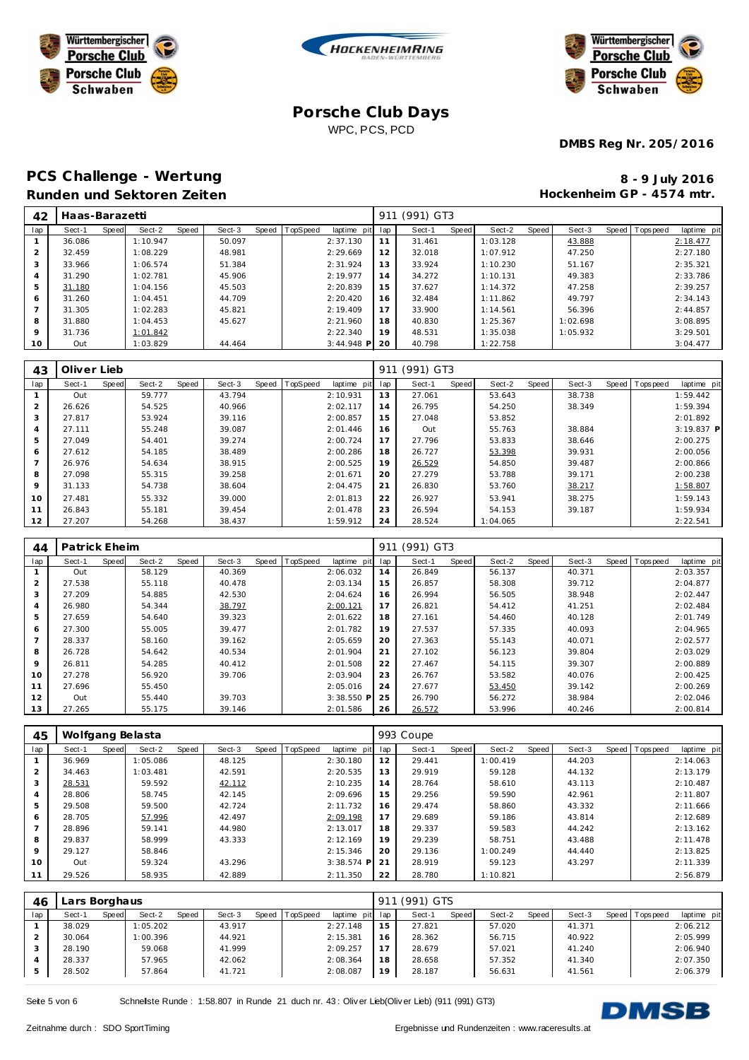# Porsche Club Days

WPC, PCS, PCD

**DMBS Reg Nr. 205/2016**

## PCS Challenge - Wertung

**Runden und Sektoren Zeiten**

**8 - 9 July 2016**
**Hockenheim GP - 4574 mtr.**

| 42 | Haas-Barazetti | | | | | | | | | 911 (991) GT3 | | | | | | | | |
|---|---|---|---|---|---|---|---|---|---|---|---|---|---|---|---|---|---|---|
| lap | Sect-1 | Speed | Sect-2 | Speed | Sect-3 | Speed | TopSpeed | laptime | pit | lap | Sect-1 | Speed | Sect-2 | Speed | Sect-3 | Speed | Topspeed | laptime pit |
| 1 | 36.086 | | 1:10.947 | | 50.097 | | | 2:37.130 | | 11 | 31.461 | | 1:03.128 | | 43.888 | | | 2:18.477 |
| 2 | 32.459 | | 1:08.229 | | 48.981 | | | 2:29.669 | | 12 | 32.018 | | 1:07.912 | | 47.250 | | | 2:27.180 |
| 3 | 33.966 | | 1:06.574 | | 51.384 | | | 2:31.924 | | 13 | 33.924 | | 1:10.230 | | 51.167 | | | 2:35.321 |
| 4 | 31.290 | | 1:02.781 | | 45.906 | | | 2:19.977 | | 14 | 34.272 | | 1:10.131 | | 49.383 | | | 2:33.786 |
| 5 | 31.180 | | 1:04.156 | | 45.503 | | | 2:20.839 | | 15 | 37.627 | | 1:14.372 | | 47.258 | | | 2:39.257 |
| 6 | 31.260 | | 1:04.451 | | 44.709 | | | 2:20.420 | | 16 | 32.484 | | 1:11.862 | | 49.797 | | | 2:34.143 |
| 7 | 31.305 | | 1:02.283 | | 45.821 | | | 2:19.409 | | 17 | 33.900 | | 1:14.561 | | 56.396 | | | 2:44.857 |
| 8 | 31.880 | | 1:04.453 | | 45.627 | | | 2:21.960 | | 18 | 40.830 | | 1:25.367 | | 1:02.698 | | | 3:08.895 |
| 9 | 31.736 | | 1:01.842 | | | | | 2:22.340 | | 19 | 48.531 | | 1:35.038 | | 1:05.932 | | | 3:29.501 |
| 10 | Out | | 1:03.829 | | 44.464 | | | 3:44.948 | P | 20 | 40.798 | | 1:22.758 | | | | | 3:04.477 |

| 43 | Oliver Lieb | | | | | | | | | 911 (991) GT3 | | | | | | | | |
|---|---|---|---|---|---|---|---|---|---|---|---|---|---|---|---|---|---|---|
| lap | Sect-1 | Speed | Sect-2 | Speed | Sect-3 | Speed | TopSpeed | laptime | pit | lap | Sect-1 | Speed | Sect-2 | Speed | Sect-3 | Speed | Topspeed | laptime pit |
| 1 | Out | | 59.777 | | 43.794 | | | 2:10.931 | | 13 | 27.061 | | 53.643 | | 38.738 | | | 1:59.442 |
| 2 | 26.626 | | 54.525 | | 40.966 | | | 2:02.117 | | 14 | 26.795 | | 54.250 | | 38.349 | | | 1:59.394 |
| 3 | 27.817 | | 53.924 | | 39.116 | | | 2:00.857 | | 15 | 27.048 | | 53.852 | | | | | 2:01.892 |
| 4 | 27.111 | | 55.248 | | 39.087 | | | 2:01.446 | | 16 | Out | | 55.763 | | 38.884 | | | 3:19.837 P |
| 5 | 27.049 | | 54.401 | | 39.274 | | | 2:00.724 | | 17 | 27.796 | | 53.833 | | 38.646 | | | 2:00.275 |
| 6 | 27.612 | | 54.185 | | 38.489 | | | 2:00.286 | | 18 | 26.727 | | 53.398 | | 39.931 | | | 2:00.056 |
| 7 | 26.976 | | 54.634 | | 38.915 | | | 2:00.525 | | 19 | 26.529 | | 54.850 | | 39.487 | | | 2:00.866 |
| 8 | 27.098 | | 55.315 | | 39.258 | | | 2:01.671 | | 20 | 27.279 | | 53.788 | | 39.171 | | | 2:00.238 |
| 9 | 31.133 | | 54.738 | | 38.604 | | | 2:04.475 | | 21 | 26.830 | | 53.760 | | 38.217 | | | 1:58.807 |
| 10 | 27.481 | | 55.332 | | 39.000 | | | 2:01.813 | | 22 | 26.927 | | 53.941 | | 38.275 | | | 1:59.143 |
| 11 | 26.843 | | 55.181 | | 39.454 | | | 2:01.478 | | 23 | 26.594 | | 54.153 | | 39.187 | | | 1:59.934 |
| 12 | 27.207 | | 54.268 | | 38.437 | | | 1:59.912 | | 24 | 28.524 | | 1:04.065 | | | | | 2:22.541 |

| 44 | Patrick Eheim | | | | | | | | | 911 (991) GT3 | | | | | | | | |
|---|---|---|---|---|---|---|---|---|---|---|---|---|---|---|---|---|---|---|
| lap | Sect-1 | Speed | Sect-2 | Speed | Sect-3 | Speed | TopSpeed | laptime | pit | lap | Sect-1 | Speed | Sect-2 | Speed | Sect-3 | Speed | Topspeed | laptime pit |
| 1 | Out | | 58.129 | | 40.369 | | | 2:06.032 | | 14 | 26.849 | | 56.137 | | 40.371 | | | 2:03.357 |
| 2 | 27.538 | | 55.118 | | 40.478 | | | 2:03.134 | | 15 | 26.857 | | 58.308 | | 39.712 | | | 2:04.877 |
| 3 | 27.209 | | 54.885 | | 42.530 | | | 2:04.624 | | 16 | 26.994 | | 56.505 | | 38.948 | | | 2:02.447 |
| 4 | 26.980 | | 54.344 | | 38.797 | | | 2:00.121 | | 17 | 26.821 | | 54.412 | | 41.251 | | | 2:02.484 |
| 5 | 27.659 | | 54.640 | | 39.323 | | | 2:01.622 | | 18 | 27.161 | | 54.460 | | 40.128 | | | 2:01.749 |
| 6 | 27.300 | | 55.005 | | 39.477 | | | 2:01.782 | | 19 | 27.537 | | 57.335 | | 40.093 | | | 2:04.965 |
| 7 | 28.337 | | 58.160 | | 39.162 | | | 2:05.659 | | 20 | 27.363 | | 55.143 | | 40.071 | | | 2:02.577 |
| 8 | 26.728 | | 54.642 | | 40.534 | | | 2:01.904 | | 21 | 27.102 | | 56.123 | | 39.804 | | | 2:03.029 |
| 9 | 26.811 | | 54.285 | | 40.412 | | | 2:01.508 | | 22 | 27.467 | | 54.115 | | 39.307 | | | 2:00.889 |
| 10 | 27.278 | | 56.920 | | 39.706 | | | 2:03.904 | | 23 | 26.767 | | 53.582 | | 40.076 | | | 2:00.425 |
| 11 | 27.696 | | 55.450 | | | | | 2:05.016 | | 24 | 27.677 | | 53.450 | | 39.142 | | | 2:00.269 |
| 12 | Out | | 55.440 | | 39.703 | | | 3:38.550 | P | 25 | 26.790 | | 56.272 | | 38.984 | | | 2:02.046 |
| 13 | 27.265 | | 55.175 | | 39.146 | | | 2:01.586 | | 26 | 26.572 | | 53.996 | | 40.246 | | | 2:00.814 |

| 45 | Wolfgang Belasta | | | | | | | | | 993 Coupe | | | | | | | | |
|---|---|---|---|---|---|---|---|---|---|---|---|---|---|---|---|---|---|---|
| lap | Sect-1 | Speed | Sect-2 | Speed | Sect-3 | Speed | TopSpeed | laptime | pit | lap | Sect-1 | Speed | Sect-2 | Speed | Sect-3 | Speed | Topspeed | laptime pit |
| 1 | 36.969 | | 1:05.086 | | 48.125 | | | 2:30.180 | | 12 | 29.441 | | 1:00.419 | | 44.203 | | | 2:14.063 |
| 2 | 34.463 | | 1:03.481 | | 42.591 | | | 2:20.535 | | 13 | 29.919 | | 59.128 | | 44.132 | | | 2:13.179 |
| 3 | 28.531 | | 59.592 | | 42.112 | | | 2:10.235 | | 14 | 28.764 | | 58.610 | | 43.113 | | | 2:10.487 |
| 4 | 28.806 | | 58.745 | | 42.145 | | | 2:09.696 | | 15 | 29.256 | | 59.590 | | 42.961 | | | 2:11.807 |
| 5 | 29.508 | | 59.500 | | 42.724 | | | 2:11.732 | | 16 | 29.474 | | 58.860 | | 43.332 | | | 2:11.666 |
| 6 | 28.705 | | 57.996 | | 42.497 | | | 2:09.198 | | 17 | 29.689 | | 59.186 | | 43.814 | | | 2:12.689 |
| 7 | 28.896 | | 59.141 | | 44.980 | | | 2:13.017 | | 18 | 29.337 | | 59.583 | | 44.242 | | | 2:13.162 |
| 8 | 29.837 | | 58.999 | | 43.333 | | | 2:12.169 | | 19 | 29.239 | | 58.751 | | 43.488 | | | 2:11.478 |
| 9 | 29.127 | | 58.846 | | | | | 2:15.346 | | 20 | 29.136 | | 1:00.249 | | 44.440 | | | 2:13.825 |
| 10 | Out | | 59.324 | | 43.296 | | | 3:38.574 | P | 21 | 28.919 | | 59.123 | | 43.297 | | | 2:11.339 |
| 11 | 29.526 | | 58.935 | | 42.889 | | | 2:11.350 | | 22 | 28.780 | | 1:10.821 | | | | | 2:56.879 |

| 46 | Lars Borghaus | | | | | | | | | 911 (991) GTS | | | | | | | | |
|---|---|---|---|---|---|---|---|---|---|---|---|---|---|---|---|---|---|---|
| lap | Sect-1 | Speed | Sect-2 | Speed | Sect-3 | Speed | TopSpeed | laptime | pit | lap | Sect-1 | Speed | Sect-2 | Speed | Sect-3 | Speed | Topspeed | laptime pit |
| 1 | 38.029 | | 1:05.202 | | 43.917 | | | 2:27.148 | | 15 | 27.821 | | 57.020 | | 41.371 | | | 2:06.212 |
| 2 | 30.064 | | 1:00.396 | | 44.921 | | | 2:15.381 | | 16 | 28.362 | | 56.715 | | 40.922 | | | 2:05.999 |
| 3 | 28.190 | | 59.068 | | 41.999 | | | 2:09.257 | | 17 | 28.679 | | 57.021 | | 41.240 | | | 2:06.940 |
| 4 | 28.337 | | 57.965 | | 42.062 | | | 2:08.364 | | 18 | 28.658 | | 57.352 | | 41.340 | | | 2:07.350 |
| 5 | 28.502 | | 57.864 | | 41.721 | | | 2:08.087 | | 19 | 28.187 | | 56.631 | | 41.561 | | | 2:06.379 |

Schnellste Runde : 1:58.807 in Runde 21 duch nr. 43 : Oliver Lieb(Oliver Lieb) (911 (991) GT3)

Zeitnahme durch : SDO SportTiming

Ergebnisse und Rundenzeiten : www.raceresults.at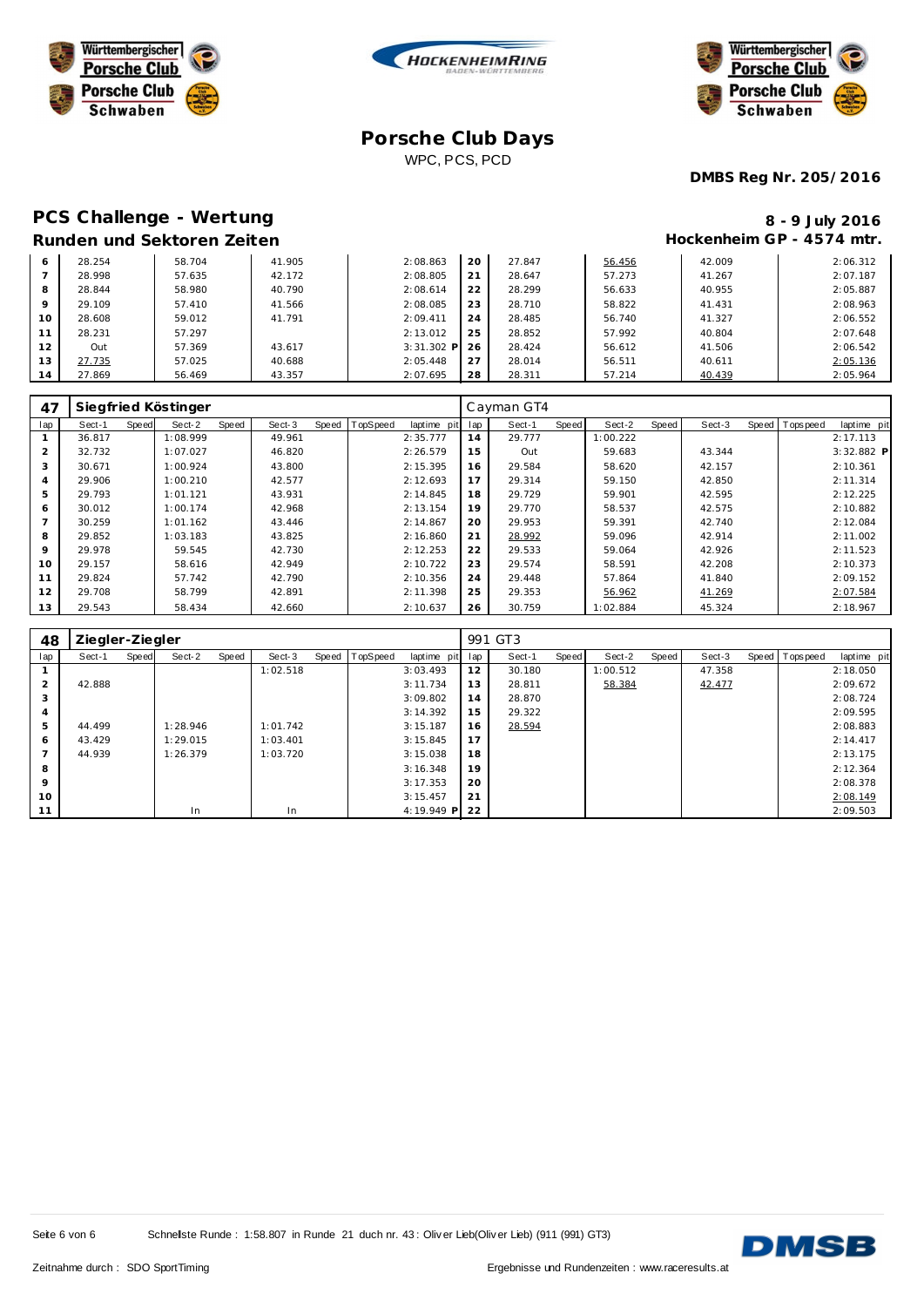Württembergischer Porsche Club — Porsche Club Schwaben

HOCKENHEIMRING

# Porsche Club Days

WPC, PCS, PCD

**DMBS Reg Nr. 205/2016**

## PCS Challenge - Wertung

**8 - 9 July 2016**

### Runden und Sektoren Zeiten

**Hockenheim GP - 4574 mtr.**

| lap | Sect-1 | Sect-2 | Sect-3 | laptime pit | lap | Sect-1 | Sect-2 | Sect-3 | laptime pit |
|---|---|---|---|---|---|---|---|---|---|
| 6 | 28.254 | 58.704 | 41.905 | 2:08.863 | 20 | 27.847 | 56.456 | 42.009 | 2:06.312 |
| 7 | 28.998 | 57.635 | 42.172 | 2:08.805 | 21 | 28.647 | 57.273 | 41.267 | 2:07.187 |
| 8 | 28.844 | 58.980 | 40.790 | 2:08.614 | 22 | 28.299 | 56.633 | 40.955 | 2:05.887 |
| 9 | 29.109 | 57.410 | 41.566 | 2:08.085 | 23 | 28.710 | 58.822 | 41.431 | 2:08.963 |
| 10 | 28.608 | 59.012 | 41.791 | 2:09.411 | 24 | 28.485 | 56.740 | 41.327 | 2:06.552 |
| 11 | 28.231 | 57.297 | | 2:13.012 | 25 | 28.852 | 57.992 | 40.804 | 2:07.648 |
| 12 | Out | 57.369 | 43.617 | 3:31.302 P | 26 | 28.424 | 56.612 | 41.506 | 2:06.542 |
| 13 | 27.735 | 57.025 | 40.688 | 2:05.448 | 27 | 28.014 | 56.511 | 40.611 | 2:05.136 |
| 14 | 27.869 | 56.469 | 43.357 | 2:07.695 | 28 | 28.311 | 57.214 | 40.439 | 2:05.964 |

**47 Siegfried Köstinger — Cayman GT4**

| lap | Sect-1 | Speed | Sect-2 | Speed | Sect-3 | Speed | TopSpeed | laptime pit | lap | Sect-1 | Speed | Sect-2 | Speed | Sect-3 | Speed | Topspeed | laptime pit |
|---|---|---|---|---|---|---|---|---|---|---|---|---|---|---|---|---|---|
| 1 | 36.817 | | 1:08.999 | | 49.961 | | | 2:35.777 | 14 | 29.777 | | 1:00.222 | | | | | 2:17.113 |
| 2 | 32.732 | | 1:07.027 | | 46.820 | | | 2:26.579 | 15 | Out | | 59.683 | | 43.344 | | | 3:32.882 P |
| 3 | 30.671 | | 1:00.924 | | 43.800 | | | 2:15.395 | 16 | 29.584 | | 58.620 | | 42.157 | | | 2:10.361 |
| 4 | 29.906 | | 1:00.210 | | 42.577 | | | 2:12.693 | 17 | 29.314 | | 59.150 | | 42.850 | | | 2:11.314 |
| 5 | 29.793 | | 1:01.121 | | 43.931 | | | 2:14.845 | 18 | 29.729 | | 59.901 | | 42.595 | | | 2:12.225 |
| 6 | 30.012 | | 1:00.174 | | 42.968 | | | 2:13.154 | 19 | 29.770 | | 58.537 | | 42.575 | | | 2:10.882 |
| 7 | 30.259 | | 1:01.162 | | 43.446 | | | 2:14.867 | 20 | 29.953 | | 59.391 | | 42.740 | | | 2:12.084 |
| 8 | 29.852 | | 1:03.183 | | 43.825 | | | 2:16.860 | 21 | 28.992 | | 59.096 | | 42.914 | | | 2:11.002 |
| 9 | 29.978 | | 59.545 | | 42.730 | | | 2:12.253 | 22 | 29.533 | | 59.064 | | 42.926 | | | 2:11.523 |
| 10 | 29.157 | | 58.616 | | 42.949 | | | 2:10.722 | 23 | 29.574 | | 58.591 | | 42.208 | | | 2:10.373 |
| 11 | 29.824 | | 57.742 | | 42.790 | | | 2:10.356 | 24 | 29.448 | | 57.864 | | 41.840 | | | 2:09.152 |
| 12 | 29.708 | | 58.799 | | 42.891 | | | 2:11.398 | 25 | 29.353 | | 56.962 | | 41.269 | | | 2:07.584 |
| 13 | 29.543 | | 58.434 | | 42.660 | | | 2:10.637 | 26 | 30.759 | | 1:02.884 | | 45.324 | | | 2:18.967 |

**48 Ziegler-Ziegler — 991 GT3**

| lap | Sect-1 | Speed | Sect-2 | Speed | Sect-3 | Speed | TopSpeed | laptime pit | lap | Sect-1 | Speed | Sect-2 | Speed | Sect-3 | Speed | Topspeed | laptime pit |
|---|---|---|---|---|---|---|---|---|---|---|---|---|---|---|---|---|---|
| 1 | | | | | 1:02.518 | | | 3:03.493 | 12 | 30.180 | | 1:00.512 | | 47.358 | | | 2:18.050 |
| 2 | 42.888 | | | | | | | 3:11.734 | 13 | 28.811 | | 58.384 | | 42.477 | | | 2:09.672 |
| 3 | | | | | | | | 3:09.802 | 14 | 28.870 | | | | | | | 2:08.724 |
| 4 | | | | | | | | 3:14.392 | 15 | 29.322 | | | | | | | 2:09.595 |
| 5 | 44.499 | | 1:28.946 | | 1:01.742 | | | 3:15.187 | 16 | 28.594 | | | | | | | 2:08.883 |
| 6 | 43.429 | | 1:29.015 | | 1:03.401 | | | 3:15.845 | 17 | | | | | | | | 2:14.417 |
| 7 | 44.939 | | 1:26.379 | | 1:03.720 | | | 3:15.038 | 18 | | | | | | | | 2:13.175 |
| 8 | | | | | | | | 3:16.348 | 19 | | | | | | | | 2:12.364 |
| 9 | | | | | | | | 3:17.353 | 20 | | | | | | | | 2:08.378 |
| 10 | | | | | | | | 3:15.457 | 21 | | | | | | | | 2:08.149 |
| 11 | | | In | | In | | | 4:19.949 P | 22 | | | | | | | | 2:09.503 |

Schnellste Runde : 1:58.807 in Runde 21 duch nr. 43 : Oliver Lieb(Oliver Lieb) (911 (991) GT3)

Zeitnahme durch : SDO SportTiming

Ergebnisse und Rundenzeiten : www.raceresults.at

DMSB